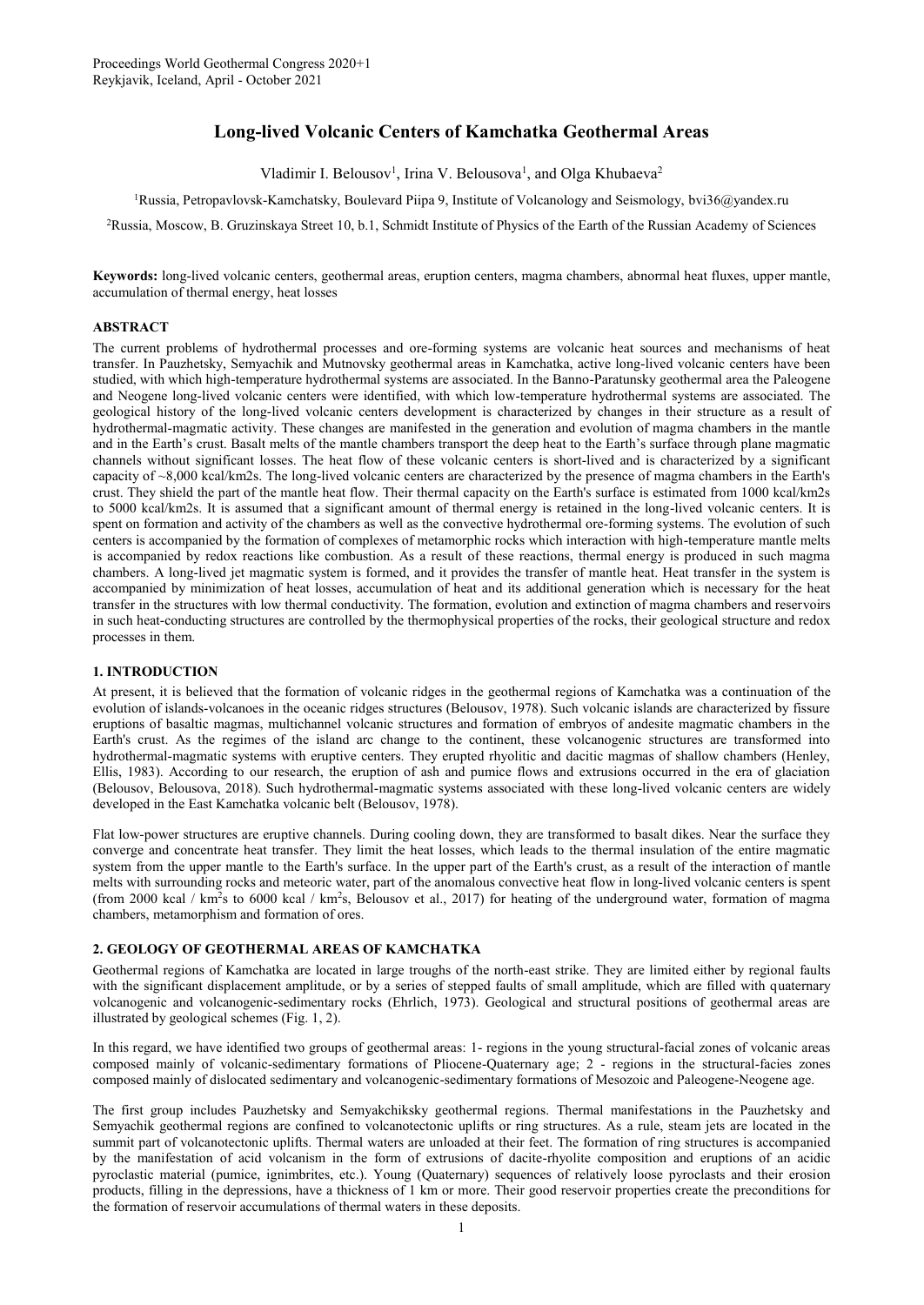# Long-lived Volcanic Centers of Kamchatka Geothermal Areas

Vladimir I. Belousov[1], Irina V. Belousova[1], and Olga Khubaeva[2]

[1]Russia, Petropavlovsk-Kamchatsky, Boulevard Piipa 9, Institute of Volcanology and Seismology, bvi36@yandex.ru

[2]Russia, Moscow, B. Gruzinskaya Street 10, b.1, Schmidt Institute of Physics of the Earth of the Russian Academy of Sciences

**Keywords:** long-lived volcanic centers, geothermal areas, eruption centers, magma chambers, abnormal heat fluxes, upper mantle, accumulation of thermal energy, heat losses

## ABSTRACT

The current problems of hydrothermal processes and ore-forming systems are volcanic heat sources and mechanisms of heat transfer. In Pauzhetsky, Semyachik and Mutnovsky geothermal areas in Kamchatka, active long-lived volcanic centers have been studied, with which high-temperature hydrothermal systems are associated. In the Banno-Paratunsky geothermal area the Paleogene and Neogene long-lived volcanic centers were identified, with which low-temperature hydrothermal systems are associated. The geological history of the long-lived volcanic centers development is characterized by changes in their structure as a result of hydrothermal-magmatic activity. These changes are manifested in the generation and evolution of magma chambers in the mantle and in the Earth's crust. Basalt melts of the mantle chambers transport the deep heat to the Earth's surface through plane magmatic channels without significant losses. The heat flow of these volcanic centers is short-lived and is characterized by a significant capacity of ~8,000 kcal/km2s. The long-lived volcanic centers are characterized by the presence of magma chambers in the Earth's crust. They shield the part of the mantle heat flow. Their thermal capacity on the Earth's surface is estimated from 1000 kcal/km2s to 5000 kcal/km2s. It is assumed that a significant amount of thermal energy is retained in the long-lived volcanic centers. It is spent on formation and activity of the chambers as well as the convective hydrothermal ore-forming systems. The evolution of such centers is accompanied by the formation of complexes of metamorphic rocks which interaction with high-temperature mantle melts is accompanied by redox reactions like combustion. As a result of these reactions, thermal energy is produced in such magma chambers. A long-lived jet magmatic system is formed, and it provides the transfer of mantle heat. Heat transfer in the system is accompanied by minimization of heat losses, accumulation of heat and its additional generation which is necessary for the heat transfer in the structures with low thermal conductivity. The formation, evolution and extinction of magma chambers and reservoirs in such heat-conducting structures are controlled by the thermophysical properties of the rocks, their geological structure and redox processes in them.

## 1. INTRODUCTION

At present, it is believed that the formation of volcanic ridges in the geothermal regions of Kamchatka was a continuation of the evolution of islands-volcanoes in the oceanic ridges structures (Belousov, 1978). Such volcanic islands are characterized by fissure eruptions of basaltic magmas, multichannel volcanic structures and formation of embryos of andesite magmatic chambers in the Earth's crust. As the regimes of the island arc change to the continent, these volcanogenic structures are transformed into hydrothermal-magmatic systems with eruptive centers. They erupted rhyolitic and dacitic magmas of shallow chambers (Henley, Ellis, 1983). According to our research, the eruption of ash and pumice flows and extrusions occurred in the era of glaciation (Belousov, Belousova, 2018). Such hydrothermal-magmatic systems associated with these long-lived volcanic centers are widely developed in the East Kamchatka volcanic belt (Belousov, 1978).

Flat low-power structures are eruptive channels. During cooling down, they are transformed to basalt dikes. Near the surface they converge and concentrate heat transfer. They limit the heat losses, which leads to the thermal insulation of the entire magmatic system from the upper mantle to the Earth's surface. In the upper part of the Earth's crust, as a result of the interaction of mantle melts with surrounding rocks and meteoric water, part of the anomalous convective heat flow in long-lived volcanic centers is spent (from 2000 kcal / km$^2$s to 6000 kcal / km$^2$s, Belousov et al., 2017) for heating of the underground water, formation of magma chambers, metamorphism and formation of ores.

## 2. GEOLOGY OF GEOTHERMAL AREAS OF KAMCHATKA

Geothermal regions of Kamchatka are located in large troughs of the north-east strike. They are limited either by regional faults with the significant displacement amplitude, or by a series of stepped faults of small amplitude, which are filled with quaternary volcanogenic and volcanogenic-sedimentary rocks (Ehrlich, 1973). Geological and structural positions of geothermal areas are illustrated by geological schemes (Fig. 1, 2).

In this regard, we have identified two groups of geothermal areas: 1- regions in the young structural-facial zones of volcanic areas composed mainly of volcanic-sedimentary formations of Pliocene-Quaternary age; 2 - regions in the structural-facies zones composed mainly of dislocated sedimentary and volcanogenic-sedimentary formations of Mesozoic and Paleogene-Neogene age.

The first group includes Pauzhetsky and Semyakchiksky geothermal regions. Thermal manifestations in the Pauzhetsky and Semyachik geothermal regions are confined to volcanotectonic uplifts or ring structures. As a rule, steam jets are located in the summit part of volcanotectonic uplifts. Thermal waters are unloaded at their feet. The formation of ring structures is accompanied by the manifestation of acid volcanism in the form of extrusions of dacite-rhyolite composition and eruptions of an acidic pyroclastic material (pumice, ignimbrites, etc.). Young (Quaternary) sequences of relatively loose pyroclasts and their erosion products, filling in the depressions, have a thickness of 1 km or more. Their good reservoir properties create the preconditions for the formation of reservoir accumulations of thermal waters in these deposits.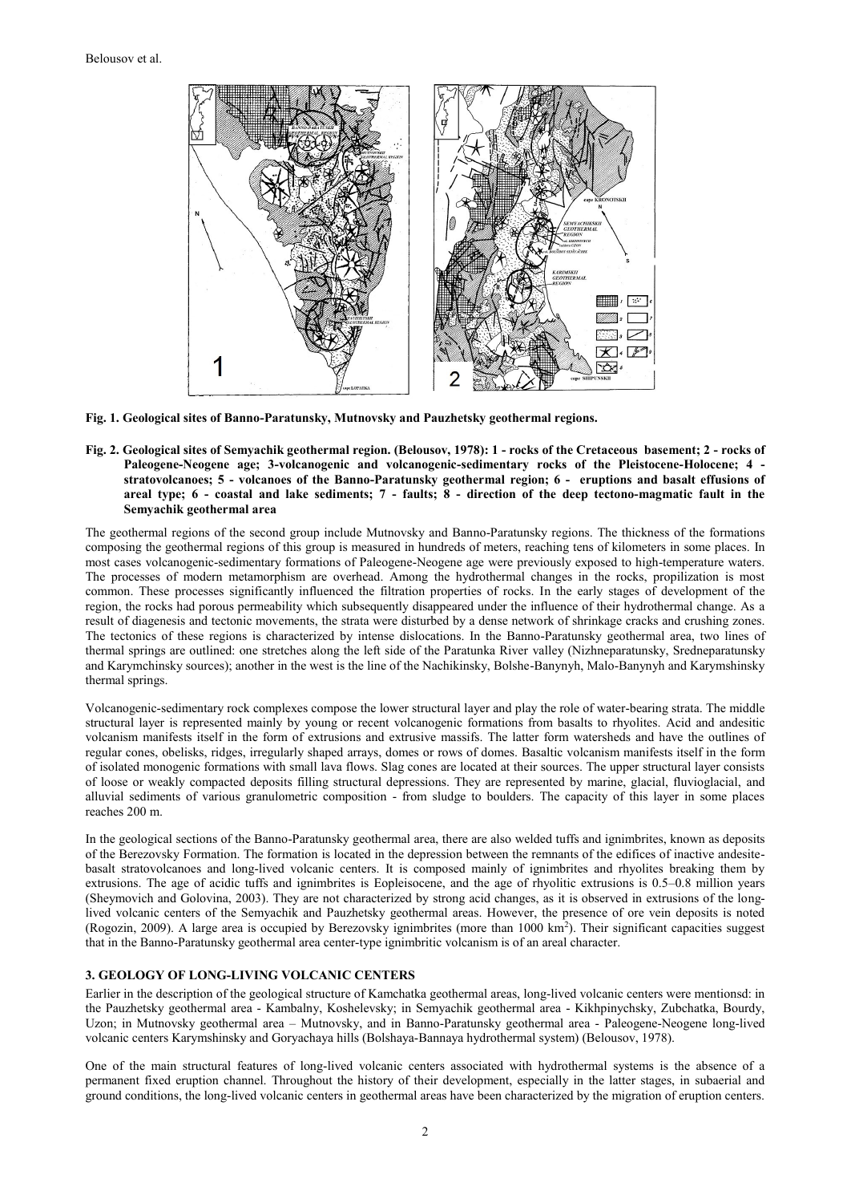**Fig. 1. Geological sites of Banno-Paratunsky, Mutnovsky and Pauzhetsky geothermal regions.**

**Fig. 2. Geological sites of Semyachik geothermal region. (Belousov, 1978): 1 - rocks of the Cretaceous basement; 2 - rocks of Paleogene-Neogene age; 3-volcanogenic and volcanogenic-sedimentary rocks of the Pleistocene-Holocene; 4 - stratovolcanoes; 5 - volcanoes of the Banno-Paratunsky geothermal region; 6 - eruptions and basalt effusions of areal type; 6 - coastal and lake sediments; 7 - faults; 8 - direction of the deep tectono-magmatic fault in the Semyachik geothermal area**

The geothermal regions of the second group include Mutnovsky and Banno-Paratunsky regions. The thickness of the formations composing the geothermal regions of this group is measured in hundreds of meters, reaching tens of kilometers in some places. In most cases volcanogenic-sedimentary formations of Paleogene-Neogene age were previously exposed to high-temperature waters. The processes of modern metamorphism are overhead. Among the hydrothermal changes in the rocks, propilization is most common. These processes significantly influenced the filtration properties of rocks. In the early stages of development of the region, the rocks had porous permeability which subsequently disappeared under the influence of their hydrothermal change. As a result of diagenesis and tectonic movements, the strata were disturbed by a dense network of shrinkage cracks and crushing zones. The tectonics of these regions is characterized by intense dislocations. In the Banno-Paratunsky geothermal area, two lines of thermal springs are outlined: one stretches along the left side of the Paratunka River valley (Nizhneparatunsky, Sredneparatunsky and Karymchinsky sources); another in the west is the line of the Nachikinsky, Bolshe-Banynyh, Malo-Banynyh and Karymshinsky thermal springs.

Volcanogenic-sedimentary rock complexes compose the lower structural layer and play the role of water-bearing strata. The middle structural layer is represented mainly by young or recent volcanogenic formations from basalts to rhyolites. Acid and andesitic volcanism manifests itself in the form of extrusions and extrusive massifs. The latter form watersheds and have the outlines of regular cones, obelisks, ridges, irregularly shaped arrays, domes or rows of domes. Basaltic volcanism manifests itself in the form of isolated monogenic formations with small lava flows. Slag cones are located at their sources. The upper structural layer consists of loose or weakly compacted deposits filling structural depressions. They are represented by marine, glacial, fluvioglacial, and alluvial sediments of various granulometric composition - from sludge to boulders. The capacity of this layer in some places reaches 200 m.

In the geological sections of the Banno-Paratunsky geothermal area, there are also welded tuffs and ignimbrites, known as deposits of the Berezovsky Formation. The formation is located in the depression between the remnants of the edifices of inactive andesite-basalt stratovolcanoes and long-lived volcanic centers. It is composed mainly of ignimbrites and rhyolites breaking them by extrusions. The age of acidic tuffs and ignimbrites is Eopleisocene, and the age of rhyolitic extrusions is 0.5–0.8 million years (Sheymovich and Golovina, 2003). They are not characterized by strong acid changes, as it is observed in extrusions of the long-lived volcanic centers of the Semyachik and Pauzhetsky geothermal areas. However, the presence of ore vein deposits is noted (Rogozin, 2009). A large area is occupied by Berezovsky ignimbrites (more than 1000 km$^2$). Their significant capacities suggest that in the Banno-Paratunsky geothermal area center-type ignimbritic volcanism is of an areal character.

## 3. GEOLOGY OF LONG-LIVING VOLCANIC CENTERS

Earlier in the description of the geological structure of Kamchatka geothermal areas, long-lived volcanic centers were mentionsd: in the Pauzhetsky geothermal area - Kambalny, Koshelevsky; in Semyachik geothermal area - Kikhpinychsky, Zubchatka, Bourdy, Uzon; in Mutnovsky geothermal area – Mutnovsky, and in Banno-Paratunsky geothermal area - Paleogene-Neogene long-lived volcanic centers Karymshinsky and Goryachaya hills (Bolshaya-Bannaya hydrothermal system) (Belousov, 1978).

One of the main structural features of long-lived volcanic centers associated with hydrothermal systems is the absence of a permanent fixed eruption channel. Throughout the history of their development, especially in the latter stages, in subaerial and ground conditions, the long-lived volcanic centers in geothermal areas have been characterized by the migration of eruption centers.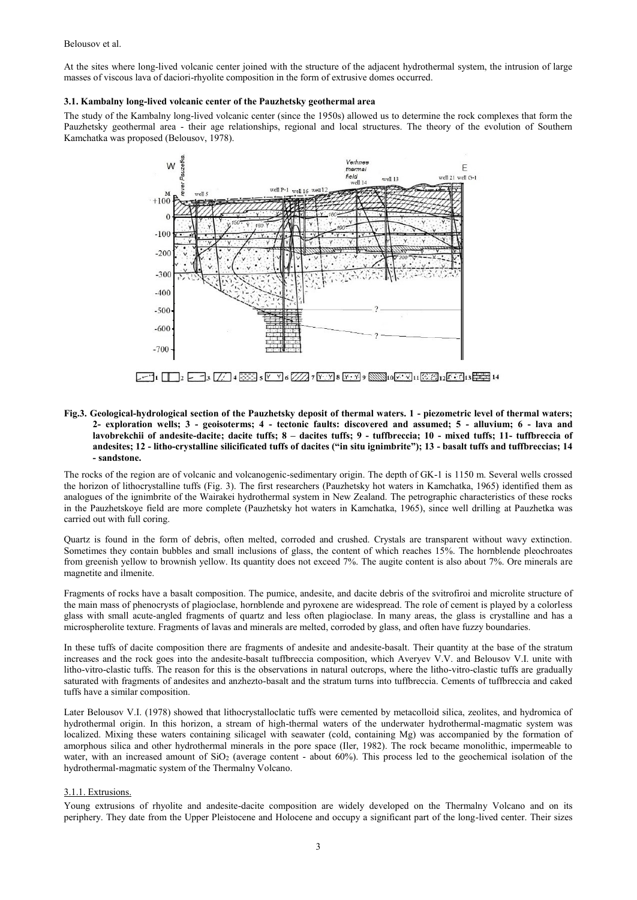At the sites where long-lived volcanic center joined with the structure of the adjacent hydrothermal system, the intrusion of large masses of viscous lava of daciori-rhyolite composition in the form of extrusive domes occurred.

### 3.1. Kambalny long-lived volcanic center of the Pauzhetsky geothermal area

The study of the Kambalny long-lived volcanic center (since the 1950s) allowed us to determine the rock complexes that form the Pauzhetsky geothermal area - their age relationships, regional and local structures. The theory of the evolution of Southern Kamchatka was proposed (Belousov, 1978).

**Fig.3. Geological-hydrological section of the Pauzhetsky deposit of thermal waters. 1 - piezometric level of thermal waters; 2- exploration wells; 3 - geoisoterms; 4 - tectonic faults: discovered and assumed; 5 - alluvium; 6 - lava and lavobrekchii of andesite-dacite; dacite tuffs; 8 – dacites tuffs; 9 - tuffbreccia; 10 - mixed tuffs; 11- tuffbreccia of andesites; 12 - litho-crystalline silicificated tuffs of dacites ("in situ ignimbrite"); 13 - basalt tuffs and tuffbreccias; 14 - sandstone.**

The rocks of the region are of volcanic and volcanogenic-sedimentary origin. The depth of GK-1 is 1150 m. Several wells crossed the horizon of lithocrystalline tuffs (Fig. 3). The first researchers (Pauzhetsky hot waters in Kamchatka, 1965) identified them as analogues of the ignimbrite of the Wairakei hydrothermal system in New Zealand. The petrographic characteristics of these rocks in the Pauzhetskoye field are more complete (Pauzhetsky hot waters in Kamchatka, 1965), since well drilling at Pauzhetka was carried out with full coring.

Quartz is found in the form of debris, often melted, corroded and crushed. Crystals are transparent without wavy extinction. Sometimes they contain bubbles and small inclusions of glass, the content of which reaches 15%. The hornblende pleochroates from greenish yellow to brownish yellow. Its quantity does not exceed 7%. The augite content is also about 7%. Ore minerals are magnetite and ilmenite.

Fragments of rocks have a basalt composition. The pumice, andesite, and dacite debris of the svitrofiroi and microlite structure of the main mass of phenocrysts of plagioclase, hornblende and pyroxene are widespread. The role of cement is played by a colorless glass with small acute-angled fragments of quartz and less often plagioclase. In many areas, the glass is crystalline and has a microspherolite texture. Fragments of lavas and minerals are melted, corroded by glass, and often have fuzzy boundaries.

In these tuffs of dacite composition there are fragments of andesite and andesite-basalt. Their quantity at the base of the stratum increases and the rock goes into the andesite-basalt tuffbreccia composition, which Averyev V.V. and Belousov V.I. unite with litho-vitro-clastic tuffs. The reason for this is the observations in natural outcrops, where the litho-vitro-clastic tuffs are gradually saturated with fragments of andesites and anzhezto-basalt and the stratum turns into tuffbreccia. Cements of tuffbreccia and caked tuffs have a similar composition.

Later Belousov V.I. (1978) showed that lithocrystalloclatic tuffs were cemented by metacolloid silica, zeolites, and hydromica of hydrothermal origin. In this horizon, a stream of high-thermal waters of the underwater hydrothermal-magmatic system was localized. Mixing these waters containing silicagel with seawater (cold, containing Mg) was accompanied by the formation of amorphous silica and other hydrothermal minerals in the pore space (Iler, 1982). The rock became monolithic, impermeable to water, with an increased amount of $SiO_2$ (average content - about 60%). This process led to the geochemical isolation of the hydrothermal-magmatic system of the Thermalny Volcano.

#### 3.1.1. Extrusions.

Young extrusions of rhyolite and andesite-dacite composition are widely developed on the Thermalny Volcano and on its periphery. They date from the Upper Pleistocene and Holocene and occupy a significant part of the long-lived center. Their sizes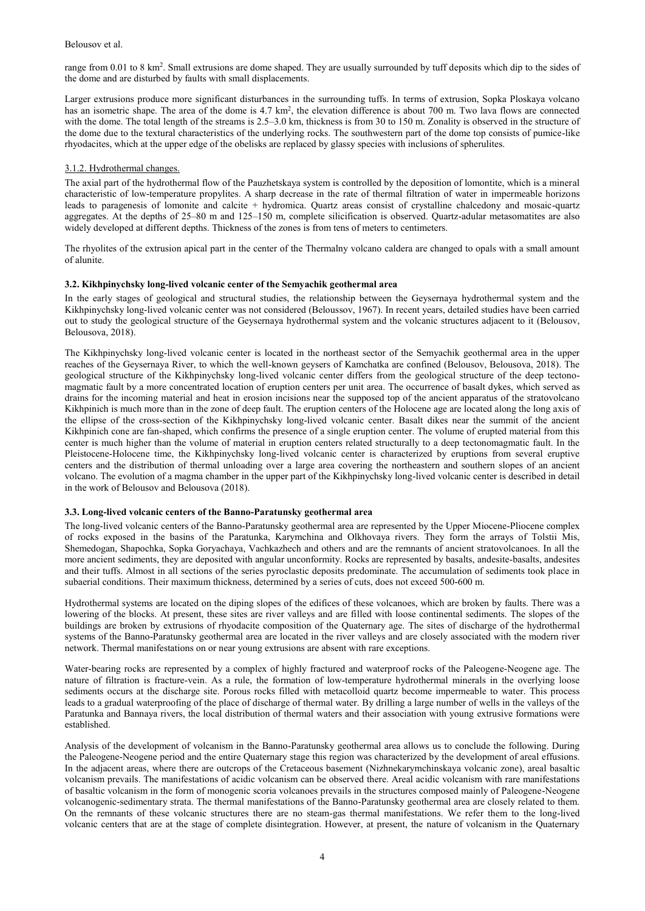range from 0.01 to 8 km$^2$. Small extrusions are dome shaped. They are usually surrounded by tuff deposits which dip to the sides of the dome and are disturbed by faults with small displacements.

Larger extrusions produce more significant disturbances in the surrounding tuffs. In terms of extrusion, Sopka Ploskaya volcano has an isometric shape. The area of the dome is 4.7 km$^2$, the elevation difference is about 700 m. Two lava flows are connected with the dome. The total length of the streams is 2.5–3.0 km, thickness is from 30 to 150 m. Zonality is observed in the structure of the dome due to the textural characteristics of the underlying rocks. The southwestern part of the dome top consists of pumice-like rhyodacites, which at the upper edge of the obelisks are replaced by glassy species with inclusions of spherulites.

#### 3.1.2. Hydrothermal changes.

The axial part of the hydrothermal flow of the Pauzhetskaya system is controlled by the deposition of lomontite, which is a mineral characteristic of low-temperature propylites. A sharp decrease in the rate of thermal filtration of water in impermeable horizons leads to paragenesis of lomonite and calcite + hydromica. Quartz areas consist of crystalline chalcedony and mosaic-quartz aggregates. At the depths of 25–80 m and 125–150 m, complete silicification is observed. Quartz-adular metasomatites are also widely developed at different depths. Thickness of the zones is from tens of meters to centimeters.

The rhyolites of the extrusion apical part in the center of the Thermalny volcano caldera are changed to opals with a small amount of alunite.

### 3.2. Kikhpinychsky long-lived volcanic center of the Semyachik geothermal area

In the early stages of geological and structural studies, the relationship between the Geysernaya hydrothermal system and the Kikhpinychsky long-lived volcanic center was not considered (Beloussov, 1967). In recent years, detailed studies have been carried out to study the geological structure of the Geysernaya hydrothermal system and the volcanic structures adjacent to it (Belousov, Belousova, 2018).

The Kikhpinychsky long-lived volcanic center is located in the northeast sector of the Semyachik geothermal area in the upper reaches of the Geysernaya River, to which the well-known geysers of Kamchatka are confined (Belousov, Belousova, 2018). The geological structure of the Kikhpinychsky long-lived volcanic center differs from the geological structure of the deep tectono-magmatic fault by a more concentrated location of eruption centers per unit area. The occurrence of basalt dykes, which served as drains for the incoming material and heat in erosion incisions near the supposed top of the ancient apparatus of the stratovolcano Kikhpinich is much more than in the zone of deep fault. The eruption centers of the Holocene age are located along the long axis of the ellipse of the cross-section of the Kikhpinychsky long-lived volcanic center. Basalt dikes near the summit of the ancient Kikhpinich cone are fan-shaped, which confirms the presence of a single eruption center. The volume of erupted material from this center is much higher than the volume of material in eruption centers related structurally to a deep tectonomagmatic fault. In the Pleistocene-Holocene time, the Kikhpinychsky long-lived volcanic center is characterized by eruptions from several eruptive centers and the distribution of thermal unloading over a large area covering the northeastern and southern slopes of an ancient volcano. The evolution of a magma chamber in the upper part of the Kikhpinychsky long-lived volcanic center is described in detail in the work of Belousov and Belousova (2018).

### 3.3. Long-lived volcanic centers of the Banno-Paratunsky geothermal area

The long-lived volcanic centers of the Banno-Paratunsky geothermal area are represented by the Upper Miocene-Pliocene complex of rocks exposed in the basins of the Paratunka, Karymchina and Olkhovaya rivers. They form the arrays of Tolstii Mis, Shemedogan, Shapochka, Sopka Goryachaya, Vachkazhech and others and are the remnants of ancient stratovolcanoes. In all the more ancient sediments, they are deposited with angular unconformity. Rocks are represented by basalts, andesite-basalts, andesites and their tuffs. Almost in all sections of the series pyroclastic deposits predominate. The accumulation of sediments took place in subaerial conditions. Their maximum thickness, determined by a series of cuts, does not exceed 500-600 m.

Hydrothermal systems are located on the diping slopes of the edifices of these volcanoes, which are broken by faults. There was a lowering of the blocks. At present, these sites are river valleys and are filled with loose continental sediments. The slopes of the buildings are broken by extrusions of rhyodacite composition of the Quaternary age. The sites of discharge of the hydrothermal systems of the Banno-Paratunsky geothermal area are located in the river valleys and are closely associated with the modern river network. Thermal manifestations on or near young extrusions are absent with rare exceptions.

Water-bearing rocks are represented by a complex of highly fractured and waterproof rocks of the Paleogene-Neogene age. The nature of filtration is fracture-vein. As a rule, the formation of low-temperature hydrothermal minerals in the overlying loose sediments occurs at the discharge site. Porous rocks filled with metacolloid quartz become impermeable to water. This process leads to a gradual waterproofing of the place of discharge of thermal water. By drilling a large number of wells in the valleys of the Paratunka and Bannaya rivers, the local distribution of thermal waters and their association with young extrusive formations were established.

Analysis of the development of volcanism in the Banno-Paratunsky geothermal area allows us to conclude the following. During the Paleogene-Neogene period and the entire Quaternary stage this region was characterized by the development of areal effusions. In the adjacent areas, where there are outcrops of the Cretaceous basement (Nizhnekarymchinskaya volcanic zone), areal basaltic volcanism prevails. The manifestations of acidic volcanism can be observed there. Areal acidic volcanism with rare manifestations of basaltic volcanism in the form of monogenic scoria volcanoes prevails in the structures composed mainly of Paleogene-Neogene volcanogenic-sedimentary strata. The thermal manifestations of the Banno-Paratunsky geothermal area are closely related to them. On the remnants of these volcanic structures there are no steam-gas thermal manifestations. We refer them to the long-lived volcanic centers that are at the stage of complete disintegration. However, at present, the nature of volcanism in the Quaternary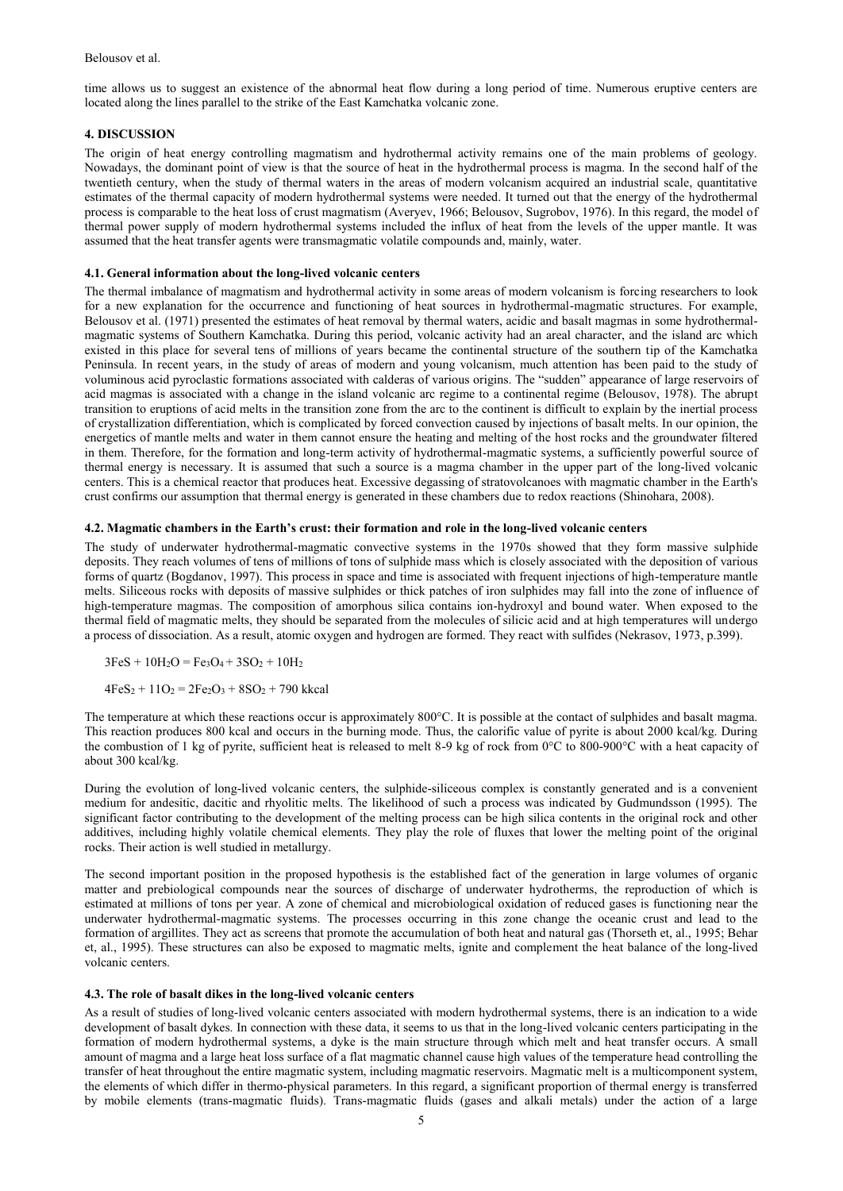time allows us to suggest an existence of the abnormal heat flow during a long period of time. Numerous eruptive centers are located along the lines parallel to the strike of the East Kamchatka volcanic zone.

## 4. DISCUSSION

The origin of heat energy controlling magmatism and hydrothermal activity remains one of the main problems of geology. Nowadays, the dominant point of view is that the source of heat in the hydrothermal process is magma. In the second half of the twentieth century, when the study of thermal waters in the areas of modern volcanism acquired an industrial scale, quantitative estimates of the thermal capacity of modern hydrothermal systems were needed. It turned out that the energy of the hydrothermal process is comparable to the heat loss of crust magmatism (Averyev, 1966; Belousov, Sugrobov, 1976). In this regard, the model of thermal power supply of modern hydrothermal systems included the influx of heat from the levels of the upper mantle. It was assumed that the heat transfer agents were transmagmatic volatile compounds and, mainly, water.

### 4.1. General information about the long-lived volcanic centers

The thermal imbalance of magmatism and hydrothermal activity in some areas of modern volcanism is forcing researchers to look for a new explanation for the occurrence and functioning of heat sources in hydrothermal-magmatic structures. For example, Belousov et al. (1971) presented the estimates of heat removal by thermal waters, acidic and basalt magmas in some hydrothermal-magmatic systems of Southern Kamchatka. During this period, volcanic activity had an areal character, and the island arc which existed in this place for several tens of millions of years became the continental structure of the southern tip of the Kamchatka Peninsula. In recent years, in the study of areas of modern and young volcanism, much attention has been paid to the study of voluminous acid pyroclastic formations associated with calderas of various origins. The "sudden" appearance of large reservoirs of acid magmas is associated with a change in the island volcanic arc regime to a continental regime (Belousov, 1978). The abrupt transition to eruptions of acid melts in the transition zone from the arc to the continent is difficult to explain by the inertial process of crystallization differentiation, which is complicated by forced convection caused by injections of basalt melts. In our opinion, the energetics of mantle melts and water in them cannot ensure the heating and melting of the host rocks and the groundwater filtered in them. Therefore, for the formation and long-term activity of hydrothermal-magmatic systems, a sufficiently powerful source of thermal energy is necessary. It is assumed that such a source is a magma chamber in the upper part of the long-lived volcanic centers. This is a chemical reactor that produces heat. Excessive degassing of stratovolcanoes with magmatic chamber in the Earth's crust confirms our assumption that thermal energy is generated in these chambers due to redox reactions (Shinohara, 2008).

### 4.2. Magmatic chambers in the Earth's crust: their formation and role in the long-lived volcanic centers

The study of underwater hydrothermal-magmatic convective systems in the 1970s showed that they form massive sulphide deposits. They reach volumes of tens of millions of tons of sulphide mass which is closely associated with the deposition of various forms of quartz (Bogdanov, 1997). This process in space and time is associated with frequent injections of high-temperature mantle melts. Siliceous rocks with deposits of massive sulphides or thick patches of iron sulphides may fall into the zone of influence of high-temperature magmas. The composition of amorphous silica contains ion-hydroxyl and bound water. When exposed to the thermal field of magmatic melts, they should be separated from the molecules of silicic acid and at high temperatures will undergo a process of dissociation. As a result, atomic oxygen and hydrogen are formed. They react with sulfides (Nekrasov, 1973, p.399).

$$3FeS + 10H_2O = Fe_3O_4 + 3SO_2 + 10H_2$$

$$4FeS_2 + 11O_2 = 2Fe_2O_3 + 8SO_2 + 790 \text{ kkcal}$$

The temperature at which these reactions occur is approximately 800°C. It is possible at the contact of sulphides and basalt magma. This reaction produces 800 kcal and occurs in the burning mode. Thus, the calorific value of pyrite is about 2000 kcal/kg. During the combustion of 1 kg of pyrite, sufficient heat is released to melt 8-9 kg of rock from 0°C to 800-900°C with a heat capacity of about 300 kcal/kg.

During the evolution of long-lived volcanic centers, the sulphide-siliceous complex is constantly generated and is a convenient medium for andesitic, dacitic and rhyolitic melts. The likelihood of such a process was indicated by Gudmundsson (1995). The significant factor contributing to the development of the melting process can be high silica contents in the original rock and other additives, including highly volatile chemical elements. They play the role of fluxes that lower the melting point of the original rocks. Their action is well studied in metallurgy.

The second important position in the proposed hypothesis is the established fact of the generation in large volumes of organic matter and prebiological compounds near the sources of discharge of underwater hydrotherms, the reproduction of which is estimated at millions of tons per year. A zone of chemical and microbiological oxidation of reduced gases is functioning near the underwater hydrothermal-magmatic systems. The processes occurring in this zone change the oceanic crust and lead to the formation of argillites. They act as screens that promote the accumulation of both heat and natural gas (Thorseth et al., 1995; Behar et, al., 1995). These structures can also be exposed to magmatic melts, ignite and complement the heat balance of the long-lived volcanic centers.

### 4.3. The role of basalt dikes in the long-lived volcanic centers

As a result of studies of long-lived volcanic centers associated with modern hydrothermal systems, there is an indication to a wide development of basalt dykes. In connection with these data, it seems to us that in the long-lived volcanic centers participating in the formation of modern hydrothermal systems, a dyke is the main structure through which melt and heat transfer occurs. A small amount of magma and a large heat loss surface of a flat magmatic channel cause high values of the temperature head controlling the transfer of heat throughout the entire magmatic system, including magmatic reservoirs. Magmatic melt is a multicomponent system, the elements of which differ in thermo-physical parameters. In this regard, a significant proportion of thermal energy is transferred by mobile elements (trans-magmatic fluids). Trans-magmatic fluids (gases and alkali metals) under the action of a large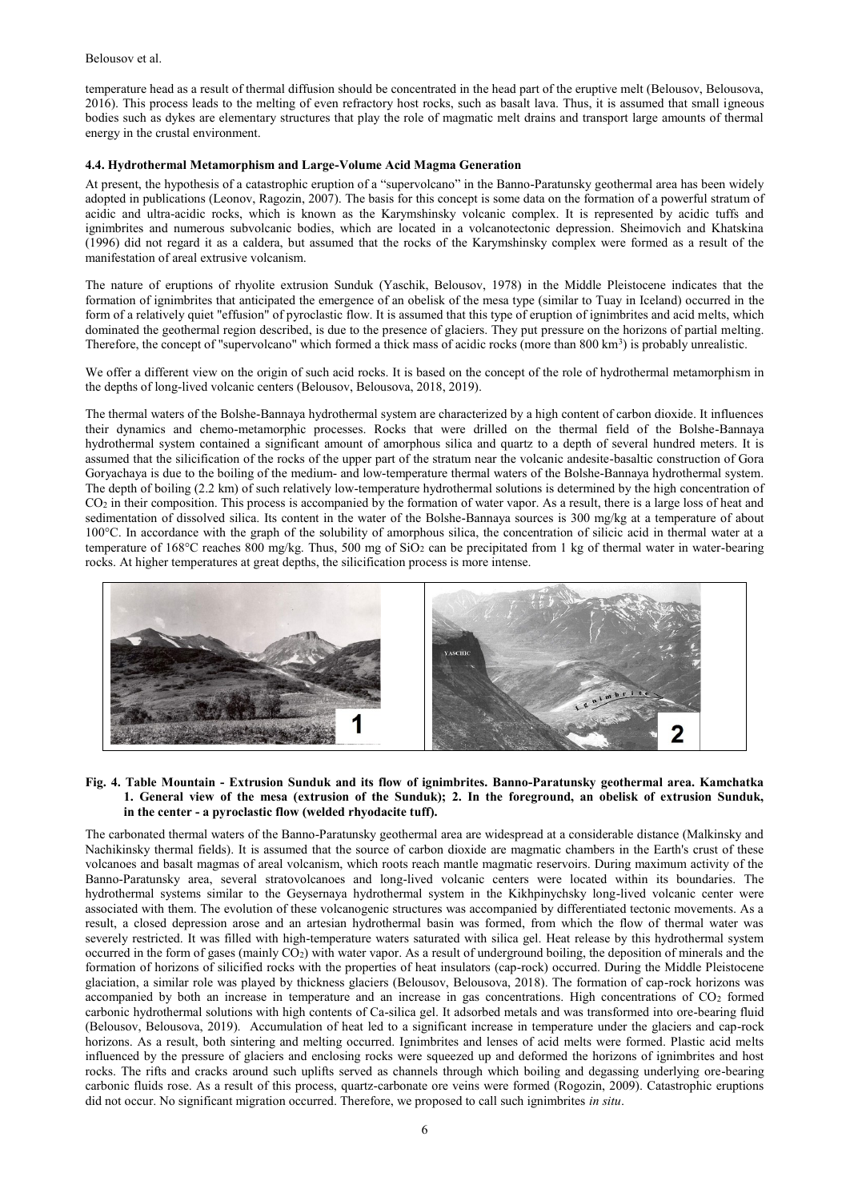temperature head as a result of thermal diffusion should be concentrated in the head part of the eruptive melt (Belousov, Belousova, 2016). This process leads to the melting of even refractory host rocks, such as basalt lava. Thus, it is assumed that small igneous bodies such as dykes are elementary structures that play the role of magmatic melt drains and transport large amounts of thermal energy in the crustal environment.

#### 4.4. Hydrothermal Metamorphism and Large-Volume Acid Magma Generation

At present, the hypothesis of a catastrophic eruption of a "supervolcano" in the Banno-Paratunsky geothermal area has been widely adopted in publications (Leonov, Ragozin, 2007). The basis for this concept is some data on the formation of a powerful stratum of acidic and ultra-acidic rocks, which is known as the Karymshinsky volcanic complex. It is represented by acidic tuffs and ignimbrites and numerous subvolcanic bodies, which are located in a volcanotectonic depression. Sheimovich and Khatskina (1996) did not regard it as a caldera, but assumed that the rocks of the Karymshinsky complex were formed as a result of the manifestation of areal extrusive volcanism.

The nature of eruptions of rhyolite extrusion Sunduk (Yaschik, Belousov, 1978) in the Middle Pleistocene indicates that the formation of ignimbrites that anticipated the emergence of an obelisk of the mesa type (similar to Tuay in Iceland) occurred in the form of a relatively quiet "effusion" of pyroclastic flow. It is assumed that this type of eruption of ignimbrites and acid melts, which dominated the geothermal region described, is due to the presence of glaciers. They put pressure on the horizons of partial melting. Therefore, the concept of "supervolcano" which formed a thick mass of acidic rocks (more than 800 km$^3$) is probably unrealistic.

We offer a different view on the origin of such acid rocks. It is based on the concept of the role of hydrothermal metamorphism in the depths of long-lived volcanic centers (Belousov, Belousova, 2018, 2019).

The thermal waters of the Bolshe-Bannaya hydrothermal system are characterized by a high content of carbon dioxide. It influences their dynamics and chemo-metamorphic processes. Rocks that were drilled on the thermal field of the Bolshe-Bannaya hydrothermal system contained a significant amount of amorphous silica and quartz to a depth of several hundred meters. It is assumed that the silicification of the rocks of the upper part of the stratum near the volcanic andesite-basaltic construction of Gora Goryachaya is due to the boiling of the medium- and low-temperature thermal waters of the Bolshe-Bannaya hydrothermal system. The depth of boiling (2.2 km) of such relatively low-temperature hydrothermal solutions is determined by the high concentration of $CO_2$ in their composition. This process is accompanied by the formation of water vapor. As a result, there is a large loss of heat and sedimentation of dissolved silica. Its content in the water of the Bolshe-Bannaya sources is 300 mg/kg at a temperature of about 100°C. In accordance with the graph of the solubility of amorphous silica, the concentration of silicic acid in thermal water at a temperature of 168°C reaches 800 mg/kg. Thus, 500 mg of $SiO_2$ can be precipitated from 1 kg of thermal water in water-bearing rocks. At higher temperatures at great depths, the silicification process is more intense.

**Fig. 4. Table Mountain - Extrusion Sunduk and its flow of ignimbrites. Banno-Paratunsky geothermal area. Kamchatka 1. General view of the mesa (extrusion of the Sunduk); 2. In the foreground, an obelisk of extrusion Sunduk, in the center - a pyroclastic flow (welded rhyodacite tuff).**

The carbonated thermal waters of the Banno-Paratunsky geothermal area are widespread at a considerable distance (Malkinsky and Nachikinsky thermal fields). It is assumed that the source of carbon dioxide are magmatic chambers in the Earth's crust of these volcanoes and basalt magmas of areal volcanism, which roots reach mantle magmatic reservoirs. During maximum activity of the Banno-Paratunsky area, several stratovolcanoes and long-lived volcanic centers were located within its boundaries. The hydrothermal systems similar to the Geysernaya hydrothermal system in the Kikhpinychsky long-lived volcanic center were associated with them. The evolution of these volcanogenic structures was accompanied by differentiated tectonic movements. As a result, a closed depression arose and an artesian hydrothermal basin was formed, from which the flow of thermal water was severely restricted. It was filled with high-temperature waters saturated with silica gel. Heat release by this hydrothermal system occurred in the form of gases (mainly $CO_2$) with water vapor. As a result of underground boiling, the deposition of minerals and the formation of horizons of silicified rocks with the properties of heat insulators (cap-rock) occurred. During the Middle Pleistocene glaciation, a similar role was played by thickness glaciers (Belousov, Belousova, 2018). The formation of cap-rock horizons was accompanied by both an increase in temperature and an increase in gas concentrations. High concentrations of $CO_2$ formed carbonic hydrothermal solutions with high contents of Ca-silica gel. It adsorbed metals and was transformed into ore-bearing fluid (Belousov, Belousova, 2019). Accumulation of heat led to a significant increase in temperature under the glaciers and cap-rock horizons. As a result, both sintering and melting occurred. Ignimbrites and lenses of acid melts were formed. Plastic acid melts influenced by the pressure of glaciers and enclosing rocks were squeezed up and deformed the horizons of ignimbrites and host rocks. The rifts and cracks around such uplifts served as channels through which boiling and degassing underlying ore-bearing carbonic fluids rose. As a result of this process, quartz-carbonate ore veins were formed (Rogozin, 2009). Catastrophic eruptions did not occur. No significant migration occurred. Therefore, we proposed to call such ignimbrites *in situ*.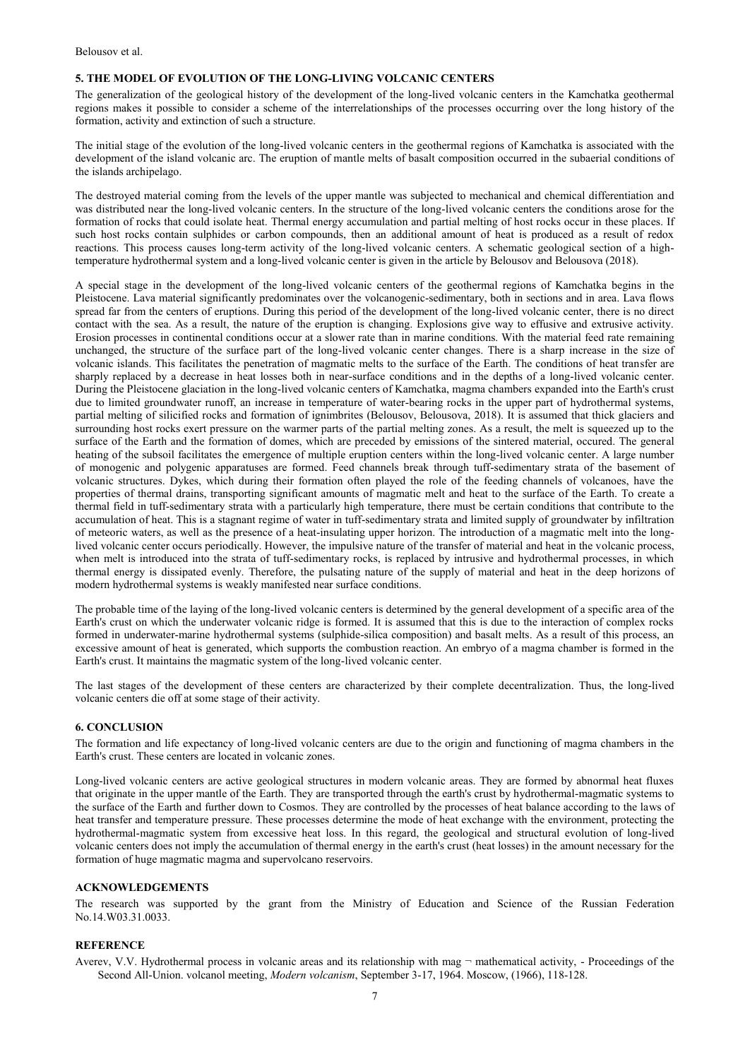## 5. THE MODEL OF EVOLUTION OF THE LONG-LIVING VOLCANIC CENTERS

The generalization of the geological history of the development of the long-lived volcanic centers in the Kamchatka geothermal regions makes it possible to consider a scheme of the interrelationships of the processes occurring over the long history of the formation, activity and extinction of such a structure.

The initial stage of the evolution of the long-lived volcanic centers in the geothermal regions of Kamchatka is associated with the development of the island volcanic arc. The eruption of mantle melts of basalt composition occurred in the subaerial conditions of the islands archipelago.

The destroyed material coming from the levels of the upper mantle was subjected to mechanical and chemical differentiation and was distributed near the long-lived volcanic centers. In the structure of the long-lived volcanic centers the conditions arose for the formation of rocks that could isolate heat. Thermal energy accumulation and partial melting of host rocks occur in these places. If such host rocks contain sulphides or carbon compounds, then an additional amount of heat is produced as a result of redox reactions. This process causes long-term activity of the long-lived volcanic centers. A schematic geological section of a high-temperature hydrothermal system and a long-lived volcanic center is given in the article by Belousov and Belousova (2018).

A special stage in the development of the long-lived volcanic centers of the geothermal regions of Kamchatka begins in the Pleistocene. Lava material significantly predominates over the volcanogenic-sedimentary, both in sections and in area. Lava flows spread far from the centers of eruptions. During this period of the development of the long-lived volcanic center, there is no direct contact with the sea. As a result, the nature of the eruption is changing. Explosions give way to effusive and extrusive activity. Erosion processes in continental conditions occur at a slower rate than in marine conditions. With the material feed rate remaining unchanged, the structure of the surface part of the long-lived volcanic center changes. There is a sharp increase in the size of volcanic islands. This facilitates the penetration of magmatic melts to the surface of the Earth. The conditions of heat transfer are sharply replaced by a decrease in heat losses both in near-surface conditions and in the depths of a long-lived volcanic center. During the Pleistocene glaciation in the long-lived volcanic centers of Kamchatka, magma chambers expanded into the Earth's crust due to limited groundwater runoff, an increase in temperature of water-bearing rocks in the upper part of hydrothermal systems, partial melting of silicified rocks and formation of ignimbrites (Belousov, Belousova, 2018). It is assumed that thick glaciers and surrounding host rocks exert pressure on the warmer parts of the partial melting zones. As a result, the melt is squeezed up to the surface of the Earth and the formation of domes, which are preceded by emissions of the sintered material, occured. The general heating of the subsoil facilitates the emergence of multiple eruption centers within the long-lived volcanic center. A large number of monogenic and polygenic apparatuses are formed. Feed channels break through tuff-sedimentary strata of the basement of volcanic structures. Dykes, which during their formation often played the role of the feeding channels of volcanoes, have the properties of thermal drains, transporting significant amounts of magmatic melt and heat to the surface of the Earth. To create a thermal field in tuff-sedimentary strata with a particularly high temperature, there must be certain conditions that contribute to the accumulation of heat. This is a stagnant regime of water in tuff-sedimentary strata and limited supply of groundwater by infiltration of meteoric waters, as well as the presence of a heat-insulating upper horizon. The introduction of a magmatic melt into the long-lived volcanic center occurs periodically. However, the impulsive nature of the transfer of material and heat in the volcanic process, when melt is introduced into the strata of tuff-sedimentary rocks, is replaced by intrusive and hydrothermal processes, in which thermal energy is dissipated evenly. Therefore, the pulsating nature of the supply of material and heat in the deep horizons of modern hydrothermal systems is weakly manifested near surface conditions.

The probable time of the laying of the long-lived volcanic centers is determined by the general development of a specific area of the Earth's crust on which the underwater volcanic ridge is formed. It is assumed that this is due to the interaction of complex rocks formed in underwater-marine hydrothermal systems (sulphide-silica composition) and basalt melts. As a result of this process, an excessive amount of heat is generated, which supports the combustion reaction. An embryo of a magma chamber is formed in the Earth's crust. It maintains the magmatic system of the long-lived volcanic center.

The last stages of the development of these centers are characterized by their complete decentralization. Thus, the long-lived volcanic centers die off at some stage of their activity.

## 6. CONCLUSION

The formation and life expectancy of long-lived volcanic centers are due to the origin and functioning of magma chambers in the Earth's crust. These centers are located in volcanic zones.

Long-lived volcanic centers are active geological structures in modern volcanic areas. They are formed by abnormal heat fluxes that originate in the upper mantle of the Earth. They are transported through the earth's crust by hydrothermal-magmatic systems to the surface of the Earth and further down to Cosmos. They are controlled by the processes of heat balance according to the laws of heat transfer and temperature pressure. These processes determine the mode of heat exchange with the environment, protecting the hydrothermal-magmatic system from excessive heat loss. In this regard, the geological and structural evolution of long-lived volcanic centers does not imply the accumulation of thermal energy in the earth's crust (heat losses) in the amount necessary for the formation of huge magmatic magma and supervolcano reservoirs.

## ACKNOWLEDGEMENTS

The research was supported by the grant from the Ministry of Education and Science of the Russian Federation No.14.W03.31.0033.

## REFERENCE

Averev, V.V. Hydrothermal process in volcanic areas and its relationship with mag ¬ mathematical activity, - Proceedings of the Second All-Union. volcanol meeting, *Modern volcanism*, September 3-17, 1964. Moscow, (1966), 118-128.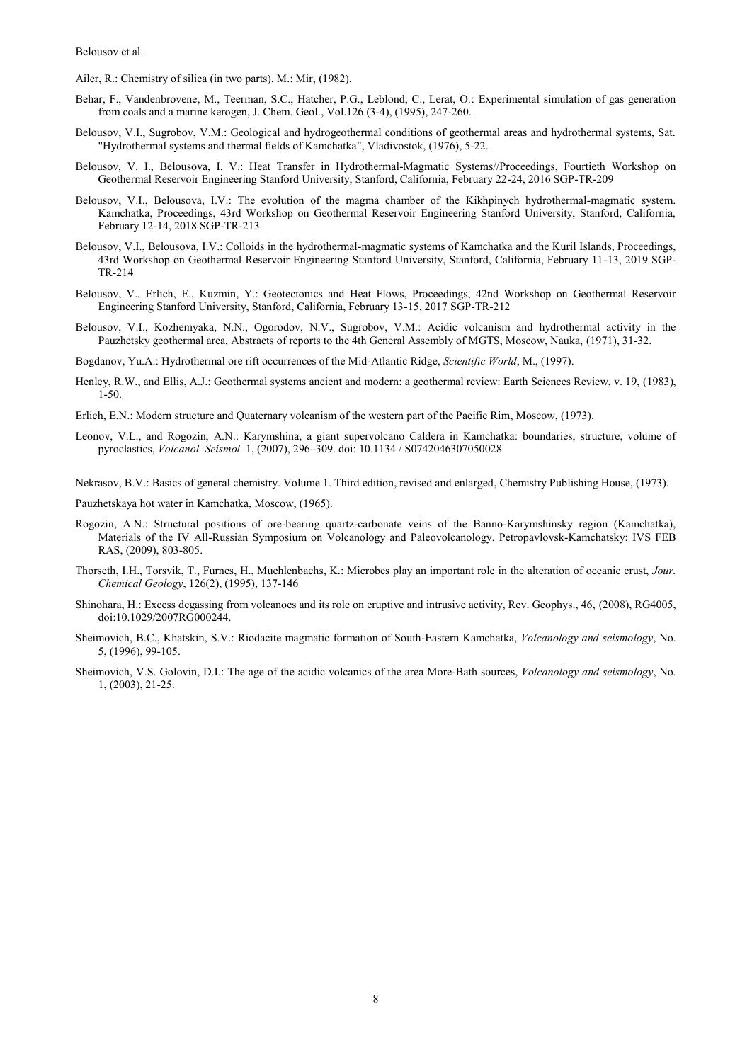Ailer, R.: Chemistry of silica (in two parts). M.: Mir, (1982).

Behar, F., Vandenbrovene, M., Teerman, S.C., Hatcher, P.G., Leblond, C., Lerat, O.: Experimental simulation of gas generation from coals and a marine kerogen, J. Chem. Geol., Vol.126 (3-4), (1995), 247-260.

Belousov, V.I., Sugrobov, V.M.: Geological and hydrogeothermal conditions of geothermal areas and hydrothermal systems, Sat. "Hydrothermal systems and thermal fields of Kamchatka", Vladivostok, (1976), 5-22.

Belousov, V. I., Belousova, I. V.: Heat Transfer in Hydrothermal-Magmatic Systems//Proceedings, Fourtieth Workshop on Geothermal Reservoir Engineering Stanford University, Stanford, California, February 22-24, 2016 SGP-TR-209

Belousov, V.I., Belousova, I.V.: The evolution of the magma chamber of the Kikhpinych hydrothermal-magmatic system. Kamchatka, Proceedings, 43rd Workshop on Geothermal Reservoir Engineering Stanford University, Stanford, California, February 12-14, 2018 SGP-TR-213

Belousov, V.I., Belousova, I.V.: Colloids in the hydrothermal-magmatic systems of Kamchatka and the Kuril Islands, Proceedings, 43rd Workshop on Geothermal Reservoir Engineering Stanford University, Stanford, California, February 11-13, 2019 SGP-TR-214

Belousov, V., Erlich, E., Kuzmin, Y.: Geotectonics and Heat Flows, Proceedings, 42nd Workshop on Geothermal Reservoir Engineering Stanford University, Stanford, California, February 13-15, 2017 SGP-TR-212

Belousov, V.I., Kozhemyaka, N.N., Ogorodov, N.V., Sugrobov, V.M.: Acidic volcanism and hydrothermal activity in the Pauzhetsky geothermal area, Abstracts of reports to the 4th General Assembly of MGTS, Moscow, Nauka, (1971), 31-32.

Bogdanov, Yu.A.: Hydrothermal ore rift occurrences of the Mid-Atlantic Ridge, *Scientific World*, M., (1997).

Henley, R.W., and Ellis, A.J.: Geothermal systems ancient and modern: a geothermal review: Earth Sciences Review, v. 19, (1983), 1-50.

Erlich, E.N.: Modern structure and Quaternary volcanism of the western part of the Pacific Rim, Moscow, (1973).

Leonov, V.L., and Rogozin, A.N.: Karymshina, a giant supervolcano Caldera in Kamchatka: boundaries, structure, volume of pyroclastics, *Volcanol. Seismol.* 1, (2007), 296–309. doi: 10.1134 / S0742046307050028

Nekrasov, B.V.: Basics of general chemistry. Volume 1. Third edition, revised and enlarged, Chemistry Publishing House, (1973).

Pauzhetskaya hot water in Kamchatka, Moscow, (1965).

Rogozin, A.N.: Structural positions of ore-bearing quartz-carbonate veins of the Banno-Karymshinsky region (Kamchatka), Materials of the IV All-Russian Symposium on Volcanology and Paleovolcanology. Petropavlovsk-Kamchatsky: IVS FEB RAS, (2009), 803-805.

Thorseth, I.H., Torsvik, T., Furnes, H., Muehlenbachs, K.: Microbes play an important role in the alteration of oceanic crust, *Jour. Chemical Geology*, 126(2), (1995), 137-146

Shinohara, H.: Excess degassing from volcanoes and its role on eruptive and intrusive activity, Rev. Geophys., 46, (2008), RG4005, doi:10.1029/2007RG000244.

Sheimovich, B.C., Khatskin, S.V.: Riodacite magmatic formation of South-Eastern Kamchatka, *Volcanology and seismology*, No. 5, (1996), 99-105.

Sheimovich, V.S. Golovin, D.I.: The age of the acidic volcanics of the area More-Bath sources, *Volcanology and seismology*, No. 1, (2003), 21-25.